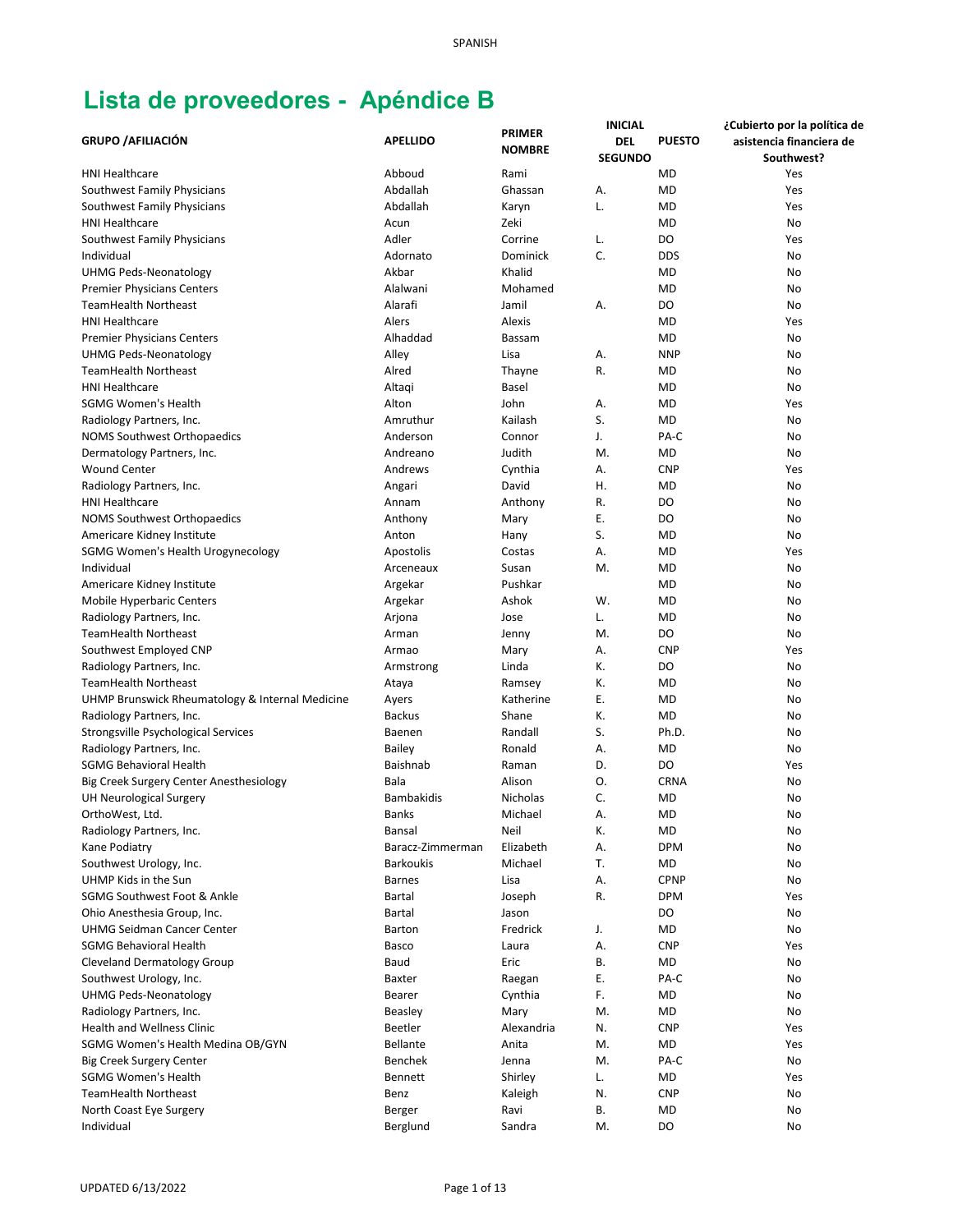# Lista de proveedores - Apéndice B

| GRUPO /AFILIACIÓN | APELLIDO | PRIMER NOMBRE | INICIAL DEL SEGUNDO | PUESTO | ¿Cubierto por la política de asistencia financiera de Southwest? |
|---|---|---|---|---|---|
| HNI Healthcare | Abboud | Rami | | MD | Yes |
| Southwest Family Physicians | Abdallah | Ghassan | A. | MD | Yes |
| Southwest Family Physicians | Abdallah | Karyn | L. | MD | Yes |
| HNI Healthcare | Acun | Zeki | | MD | No |
| Southwest Family Physicians | Adler | Corrine | L. | DO | Yes |
| Individual | Adornato | Dominick | C. | DDS | No |
| UHMG Peds-Neonatology | Akbar | Khalid | | MD | No |
| Premier Physicians Centers | Alalwani | Mohamed | | MD | No |
| TeamHealth Northeast | Alarafi | Jamil | A. | DO | No |
| HNI Healthcare | Alers | Alexis | | MD | Yes |
| Premier Physicians Centers | Alhaddad | Bassam | | MD | No |
| UHMG Peds-Neonatology | Alley | Lisa | A. | NNP | No |
| TeamHealth Northeast | Alred | Thayne | R. | MD | No |
| HNI Healthcare | Altaqi | Basel | | MD | No |
| SGMG Women's Health | Alton | John | A. | MD | Yes |
| Radiology Partners, Inc. | Amruthur | Kailash | S. | MD | No |
| NOMS Southwest Orthopaedics | Anderson | Connor | J. | PA-C | No |
| Dermatology Partners, Inc. | Andreano | Judith | M. | MD | No |
| Wound Center | Andrews | Cynthia | A. | CNP | Yes |
| Radiology Partners, Inc. | Angari | David | H. | MD | No |
| HNI Healthcare | Annam | Anthony | R. | DO | No |
| NOMS Southwest Orthopaedics | Anthony | Mary | E. | DO | No |
| Americare Kidney Institute | Anton | Hany | S. | MD | No |
| SGMG Women's Health Urogynecology | Apostolis | Costas | A. | MD | Yes |
| Individual | Arceneaux | Susan | M. | MD | No |
| Americare Kidney Institute | Argekar | Pushkar | | MD | No |
| Mobile Hyperbaric Centers | Argekar | Ashok | W. | MD | No |
| Radiology Partners, Inc. | Arjona | Jose | L. | MD | No |
| TeamHealth Northeast | Arman | Jenny | M. | DO | No |
| Southwest Employed CNP | Armao | Mary | A. | CNP | Yes |
| Radiology Partners, Inc. | Armstrong | Linda | K. | DO | No |
| TeamHealth Northeast | Ataya | Ramsey | K. | MD | No |
| UHMP Brunswick Rheumatology & Internal Medicine | Ayers | Katherine | E. | MD | No |
| Radiology Partners, Inc. | Backus | Shane | K. | MD | No |
| Strongsville Psychological Services | Baenen | Randall | S. | Ph.D. | No |
| Radiology Partners, Inc. | Bailey | Ronald | A. | MD | No |
| SGMG Behavioral Health | Baishnab | Raman | D. | DO | Yes |
| Big Creek Surgery Center Anesthesiology | Bala | Alison | O. | CRNA | No |
| UH Neurological Surgery | Bambakidis | Nicholas | C. | MD | No |
| OrthoWest, Ltd. | Banks | Michael | A. | MD | No |
| Radiology Partners, Inc. | Bansal | Neil | K. | MD | No |
| Kane Podiatry | Baracz-Zimmerman | Elizabeth | A. | DPM | No |
| Southwest Urology, Inc. | Barkoukis | Michael | T. | MD | No |
| UHMP Kids in the Sun | Barnes | Lisa | A. | CPNP | No |
| SGMG Southwest Foot & Ankle | Bartal | Joseph | R. | DPM | Yes |
| Ohio Anesthesia Group, Inc. | Bartal | Jason | | DO | No |
| UHMG Seidman Cancer Center | Barton | Fredrick | J. | MD | No |
| SGMG Behavioral Health | Basco | Laura | A. | CNP | Yes |
| Cleveland Dermatology Group | Baud | Eric | B. | MD | No |
| Southwest Urology, Inc. | Baxter | Raegan | E. | PA-C | No |
| UHMG Peds-Neonatology | Bearer | Cynthia | F. | MD | No |
| Radiology Partners, Inc. | Beasley | Mary | M. | MD | No |
| Health and Wellness Clinic | Beetler | Alexandria | N. | CNP | Yes |
| SGMG Women's Health Medina OB/GYN | Bellante | Anita | M. | MD | Yes |
| Big Creek Surgery Center | Benchek | Jenna | M. | PA-C | No |
| SGMG Women's Health | Bennett | Shirley | L. | MD | Yes |
| TeamHealth Northeast | Benz | Kaleigh | N. | CNP | No |
| North Coast Eye Surgery | Berger | Ravi | B. | MD | No |
| Individual | Berglund | Sandra | M. | DO | No |

UPDATED 6/13/2022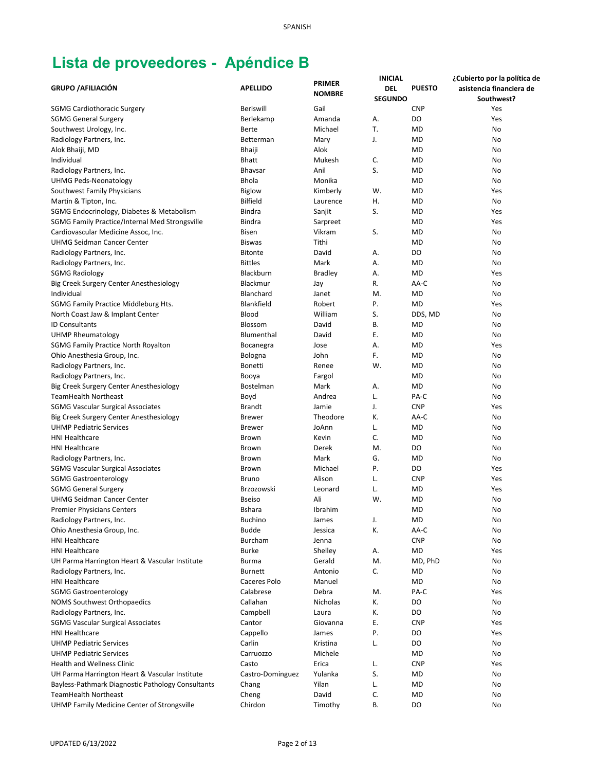# Lista de proveedores - Apéndice B

| GRUPO /AFILIACIÓN | APELLIDO | PRIMER NOMBRE | INICIAL DEL SEGUNDO | PUESTO | ¿Cubierto por la política de asistencia financiera de Southwest? |
|---|---|---|---|---|---|
| SGMG Cardiothoracic Surgery | Beriswill | Gail | | CNP | Yes |
| SGMG General Surgery | Berlekamp | Amanda | A. | DO | Yes |
| Southwest Urology, Inc. | Berte | Michael | T. | MD | No |
| Radiology Partners, Inc. | Betterman | Mary | J. | MD | No |
| Alok Bhaiji, MD | Bhaiji | Alok | | MD | No |
| Individual | Bhatt | Mukesh | C. | MD | No |
| Radiology Partners, Inc. | Bhavsar | Anil | S. | MD | No |
| UHMG Peds-Neonatology | Bhola | Monika | | MD | No |
| Southwest Family Physicians | Biglow | Kimberly | W. | MD | Yes |
| Martin & Tipton, Inc. | Bilfield | Laurence | H. | MD | No |
| SGMG Endocrinology, Diabetes & Metabolism | Bindra | Sanjit | S. | MD | Yes |
| SGMG Family Practice/Internal Med Strongsville | Bindra | Sarpreet | | MD | Yes |
| Cardiovascular Medicine Assoc, Inc. | Bisen | Vikram | S. | MD | No |
| UHMG Seidman Cancer Center | Biswas | Tithi | | MD | No |
| Radiology Partners, Inc. | Bitonte | David | A. | DO | No |
| Radiology Partners, Inc. | Bittles | Mark | A. | MD | No |
| SGMG Radiology | Blackburn | Bradley | A. | MD | Yes |
| Big Creek Surgery Center Anesthesiology | Blackmur | Jay | R. | AA-C | No |
| Individual | Blanchard | Janet | M. | MD | No |
| SGMG Family Practice Middleburg Hts. | Blankfield | Robert | P. | MD | Yes |
| North Coast Jaw & Implant Center | Blood | William | S. | DDS, MD | No |
| ID Consultants | Blossom | David | B. | MD | No |
| UHMP Rheumatology | Blumenthal | David | E. | MD | No |
| SGMG Family Practice North Royalton | Bocanegra | Jose | A. | MD | Yes |
| Ohio Anesthesia Group, Inc. | Bologna | John | F. | MD | No |
| Radiology Partners, Inc. | Bonetti | Renee | W. | MD | No |
| Radiology Partners, Inc. | Booya | Fargol | | MD | No |
| Big Creek Surgery Center Anesthesiology | Bostelman | Mark | A. | MD | No |
| TeamHealth Northeast | Boyd | Andrea | L. | PA-C | No |
| SGMG Vascular Surgical Associates | Brandt | Jamie | J. | CNP | Yes |
| Big Creek Surgery Center Anesthesiology | Brewer | Theodore | K. | AA-C | No |
| UHMP Pediatric Services | Brewer | JoAnn | L. | MD | No |
| HNI Healthcare | Brown | Kevin | C. | MD | No |
| HNI Healthcare | Brown | Derek | M. | DO | No |
| Radiology Partners, Inc. | Brown | Mark | G. | MD | No |
| SGMG Vascular Surgical Associates | Brown | Michael | P. | DO | Yes |
| SGMG Gastroenterology | Bruno | Alison | L. | CNP | Yes |
| SGMG General Surgery | Brzozowski | Leonard | L. | MD | Yes |
| UHMG Seidman Cancer Center | Bseiso | Ali | W. | MD | No |
| Premier Physicians Centers | Bshara | Ibrahim | | MD | No |
| Radiology Partners, Inc. | Buchino | James | J. | MD | No |
| Ohio Anesthesia Group, Inc. | Budde | Jessica | K. | AA-C | No |
| HNI Healthcare | Burcham | Jenna | | CNP | No |
| HNI Healthcare | Burke | Shelley | A. | MD | Yes |
| UH Parma Harrington Heart & Vascular Institute | Burma | Gerald | M. | MD, PhD | No |
| Radiology Partners, Inc. | Burnett | Antonio | C. | MD | No |
| HNI Healthcare | Caceres Polo | Manuel | | MD | No |
| SGMG Gastroenterology | Calabrese | Debra | M. | PA-C | Yes |
| NOMS Southwest Orthopaedics | Callahan | Nicholas | K. | DO | No |
| Radiology Partners, Inc. | Campbell | Laura | K. | DO | No |
| SGMG Vascular Surgical Associates | Cantor | Giovanna | E. | CNP | Yes |
| HNI Healthcare | Cappello | James | P. | DO | Yes |
| UHMP Pediatric Services | Carlin | Kristina | L. | DO | No |
| UHMP Pediatric Services | Carruozzo | Michele | | MD | No |
| Health and Wellness Clinic | Casto | Erica | L. | CNP | Yes |
| UH Parma Harrington Heart & Vascular Institute | Castro-Dominguez | Yulanka | S. | MD | No |
| Bayless-Pathmark Diagnostic Pathology Consultants | Chang | Yilan | L. | MD | No |
| TeamHealth Northeast | Cheng | David | C. | MD | No |
| UHMP Family Medicine Center of Strongsville | Chirdon | Timothy | B. | DO | No |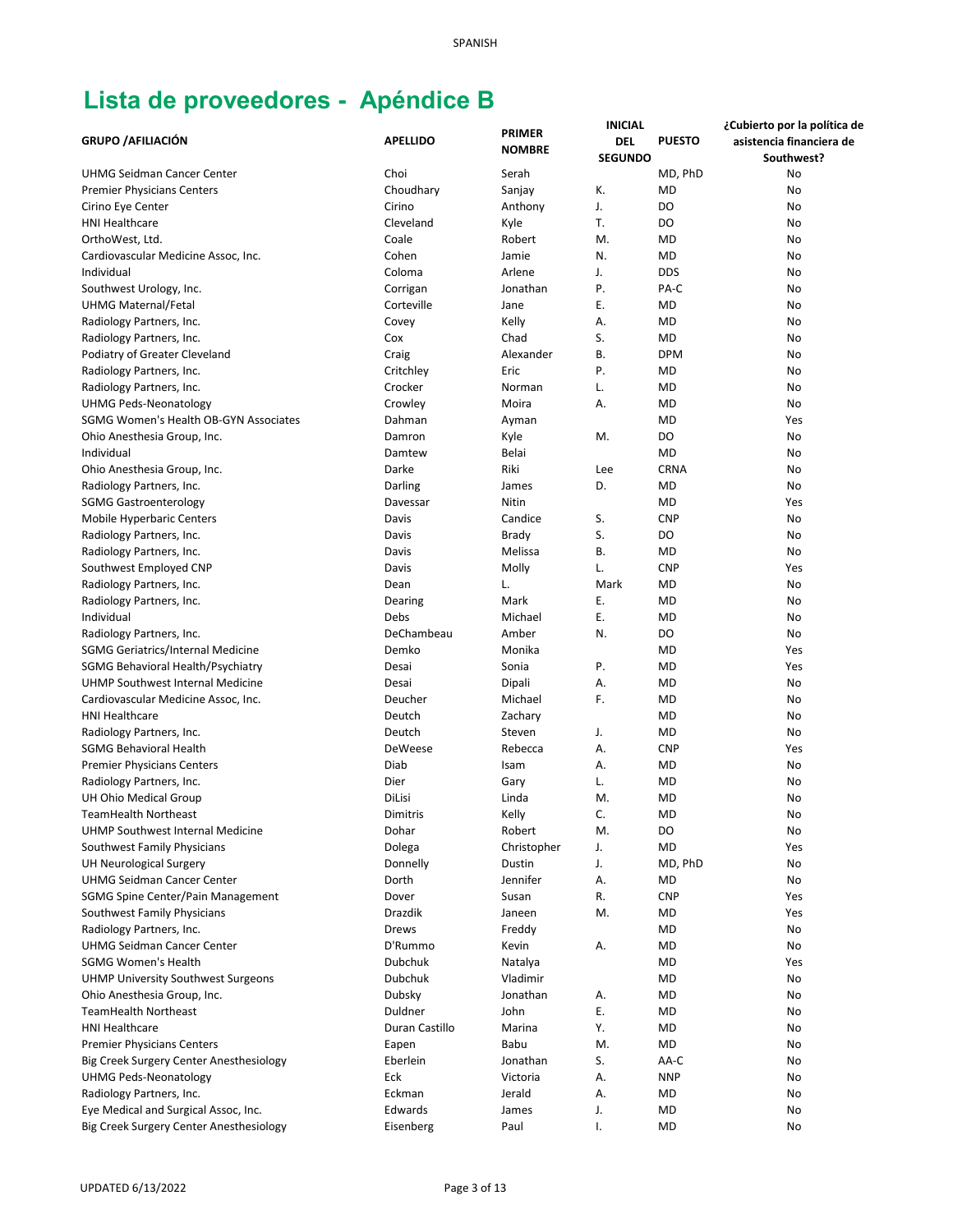# Lista de proveedores - Apéndice B

| GRUPO /AFILIACIÓN | APELLIDO | PRIMER NOMBRE | INICIAL DEL SEGUNDO | PUESTO | ¿Cubierto por la política de asistencia financiera de Southwest? |
|---|---|---|---|---|---|
| UHMG Seidman Cancer Center | Choi | Serah | | MD, PhD | No |
| Premier Physicians Centers | Choudhary | Sanjay | K. | MD | No |
| Cirino Eye Center | Cirino | Anthony | J. | DO | No |
| HNI Healthcare | Cleveland | Kyle | T. | DO | No |
| OrthoWest, Ltd. | Coale | Robert | M. | MD | No |
| Cardiovascular Medicine Assoc, Inc. | Cohen | Jamie | N. | MD | No |
| Individual | Coloma | Arlene | J. | DDS | No |
| Southwest Urology, Inc. | Corrigan | Jonathan | P. | PA-C | No |
| UHMG Maternal/Fetal | Corteville | Jane | E. | MD | No |
| Radiology Partners, Inc. | Covey | Kelly | A. | MD | No |
| Radiology Partners, Inc. | Cox | Chad | S. | MD | No |
| Podiatry of Greater Cleveland | Craig | Alexander | B. | DPM | No |
| Radiology Partners, Inc. | Critchley | Eric | P. | MD | No |
| Radiology Partners, Inc. | Crocker | Norman | L. | MD | No |
| UHMG Peds-Neonatology | Crowley | Moira | A. | MD | No |
| SGMG Women's Health OB-GYN Associates | Dahman | Ayman | | MD | Yes |
| Ohio Anesthesia Group, Inc. | Damron | Kyle | M. | DO | No |
| Individual | Damtew | Belai | | MD | No |
| Ohio Anesthesia Group, Inc. | Darke | Riki | Lee | CRNA | No |
| Radiology Partners, Inc. | Darling | James | D. | MD | No |
| SGMG Gastroenterology | Davessar | Nitin | | MD | Yes |
| Mobile Hyperbaric Centers | Davis | Candice | S. | CNP | No |
| Radiology Partners, Inc. | Davis | Brady | S. | DO | No |
| Radiology Partners, Inc. | Davis | Melissa | B. | MD | No |
| Southwest Employed CNP | Davis | Molly | L. | CNP | Yes |
| Radiology Partners, Inc. | Dean | L. | Mark | MD | No |
| Radiology Partners, Inc. | Dearing | Mark | E. | MD | No |
| Individual | Debs | Michael | E. | MD | No |
| Radiology Partners, Inc. | DeChambeau | Amber | N. | DO | No |
| SGMG Geriatrics/Internal Medicine | Demko | Monika | | MD | Yes |
| SGMG Behavioral Health/Psychiatry | Desai | Sonia | P. | MD | Yes |
| UHMP Southwest Internal Medicine | Desai | Dipali | A. | MD | No |
| Cardiovascular Medicine Assoc, Inc. | Deucher | Michael | F. | MD | No |
| HNI Healthcare | Deutch | Zachary | | MD | No |
| Radiology Partners, Inc. | Deutch | Steven | J. | MD | No |
| SGMG Behavioral Health | DeWeese | Rebecca | A. | CNP | Yes |
| Premier Physicians Centers | Diab | Isam | A. | MD | No |
| Radiology Partners, Inc. | Dier | Gary | L. | MD | No |
| UH Ohio Medical Group | DiLisi | Linda | M. | MD | No |
| TeamHealth Northeast | Dimitris | Kelly | C. | MD | No |
| UHMP Southwest Internal Medicine | Dohar | Robert | M. | DO | No |
| Southwest Family Physicians | Dolega | Christopher | J. | MD | Yes |
| UH Neurological Surgery | Donnelly | Dustin | J. | MD, PhD | No |
| UHMG Seidman Cancer Center | Dorth | Jennifer | A. | MD | No |
| SGMG Spine Center/Pain Management | Dover | Susan | R. | CNP | Yes |
| Southwest Family Physicians | Drazdik | Janeen | M. | MD | Yes |
| Radiology Partners, Inc. | Drews | Freddy | | MD | No |
| UHMG Seidman Cancer Center | D'Rummo | Kevin | A. | MD | No |
| SGMG Women's Health | Dubchuk | Natalya | | MD | Yes |
| UHMP University Southwest Surgeons | Dubchuk | Vladimir | | MD | No |
| Ohio Anesthesia Group, Inc. | Dubsky | Jonathan | A. | MD | No |
| TeamHealth Northeast | Duldner | John | E. | MD | No |
| HNI Healthcare | Duran Castillo | Marina | Y. | MD | No |
| Premier Physicians Centers | Eapen | Babu | M. | MD | No |
| Big Creek Surgery Center Anesthesiology | Eberlein | Jonathan | S. | AA-C | No |
| UHMG Peds-Neonatology | Eck | Victoria | A. | NNP | No |
| Radiology Partners, Inc. | Eckman | Jerald | A. | MD | No |
| Eye Medical and Surgical Assoc, Inc. | Edwards | James | J. | MD | No |
| Big Creek Surgery Center Anesthesiology | Eisenberg | Paul | I. | MD | No |

UPDATED 6/13/2022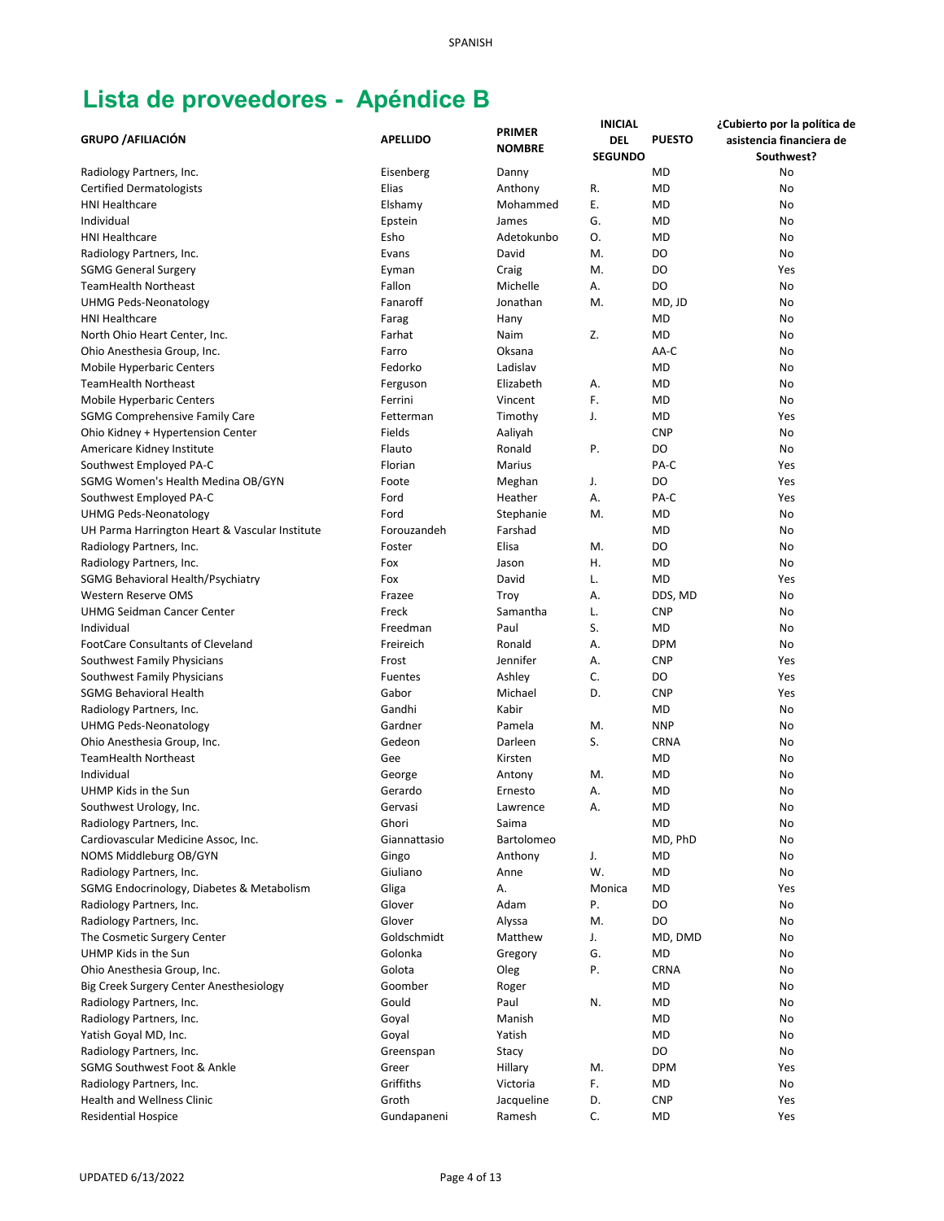# Lista de proveedores - Apéndice B

| GRUPO /AFILIACIÓN | APELLIDO | PRIMER NOMBRE | INICIAL DEL SEGUNDO | PUESTO | ¿Cubierto por la política de asistencia financiera de Southwest? |
|---|---|---|---|---|---|
| Radiology Partners, Inc. | Eisenberg | Danny | | MD | No |
| Certified Dermatologists | Elias | Anthony | R. | MD | No |
| HNI Healthcare | Elshamy | Mohammed | E. | MD | No |
| Individual | Epstein | James | G. | MD | No |
| HNI Healthcare | Esho | Adetokunbo | O. | MD | No |
| Radiology Partners, Inc. | Evans | David | M. | DO | No |
| SGMG General Surgery | Eyman | Craig | M. | DO | Yes |
| TeamHealth Northeast | Fallon | Michelle | A. | DO | No |
| UHMG Peds-Neonatology | Fanaroff | Jonathan | M. | MD, JD | No |
| HNI Healthcare | Farag | Hany | | MD | No |
| North Ohio Heart Center, Inc. | Farhat | Naim | Z. | MD | No |
| Ohio Anesthesia Group, Inc. | Farro | Oksana | | AA-C | No |
| Mobile Hyperbaric Centers | Fedorko | Ladislav | | MD | No |
| TeamHealth Northeast | Ferguson | Elizabeth | A. | MD | No |
| Mobile Hyperbaric Centers | Ferrini | Vincent | F. | MD | No |
| SGMG Comprehensive Family Care | Fetterman | Timothy | J. | MD | Yes |
| Ohio Kidney + Hypertension Center | Fields | Aaliyah | | CNP | No |
| Americare Kidney Institute | Flauto | Ronald | P. | DO | No |
| Southwest Employed PA-C | Florian | Marius | | PA-C | Yes |
| SGMG Women's Health Medina OB/GYN | Foote | Meghan | J. | DO | Yes |
| Southwest Employed PA-C | Ford | Heather | A. | PA-C | Yes |
| UHMG Peds-Neonatology | Ford | Stephanie | M. | MD | No |
| UH Parma Harrington Heart & Vascular Institute | Forouzandeh | Farshad | | MD | No |
| Radiology Partners, Inc. | Foster | Elisa | M. | DO | No |
| Radiology Partners, Inc. | Fox | Jason | H. | MD | No |
| SGMG Behavioral Health/Psychiatry | Fox | David | L. | MD | Yes |
| Western Reserve OMS | Frazee | Troy | A. | DDS, MD | No |
| UHMG Seidman Cancer Center | Freck | Samantha | L. | CNP | No |
| Individual | Freedman | Paul | S. | MD | No |
| FootCare Consultants of Cleveland | Freireich | Ronald | A. | DPM | No |
| Southwest Family Physicians | Frost | Jennifer | A. | CNP | Yes |
| Southwest Family Physicians | Fuentes | Ashley | C. | DO | Yes |
| SGMG Behavioral Health | Gabor | Michael | D. | CNP | Yes |
| Radiology Partners, Inc. | Gandhi | Kabir | | MD | No |
| UHMG Peds-Neonatology | Gardner | Pamela | M. | NNP | No |
| Ohio Anesthesia Group, Inc. | Gedeon | Darleen | S. | CRNA | No |
| TeamHealth Northeast | Gee | Kirsten | | MD | No |
| Individual | George | Antony | M. | MD | No |
| UHMP Kids in the Sun | Gerardo | Ernesto | A. | MD | No |
| Southwest Urology, Inc. | Gervasi | Lawrence | A. | MD | No |
| Radiology Partners, Inc. | Ghori | Saima | | MD | No |
| Cardiovascular Medicine Assoc, Inc. | Giannattasio | Bartolomeo | | MD, PhD | No |
| NOMS Middleburg OB/GYN | Gingo | Anthony | J. | MD | No |
| Radiology Partners, Inc. | Giuliano | Anne | W. | MD | No |
| SGMG Endocrinology, Diabetes & Metabolism | Gliga | A. | Monica | MD | Yes |
| Radiology Partners, Inc. | Glover | Adam | P. | DO | No |
| Radiology Partners, Inc. | Glover | Alyssa | M. | DO | No |
| The Cosmetic Surgery Center | Goldschmidt | Matthew | J. | MD, DMD | No |
| UHMP Kids in the Sun | Golonka | Gregory | G. | MD | No |
| Ohio Anesthesia Group, Inc. | Golota | Oleg | P. | CRNA | No |
| Big Creek Surgery Center Anesthesiology | Goomber | Roger | | MD | No |
| Radiology Partners, Inc. | Gould | Paul | N. | MD | No |
| Radiology Partners, Inc. | Goyal | Manish | | MD | No |
| Yatish Goyal MD, Inc. | Goyal | Yatish | | MD | No |
| Radiology Partners, Inc. | Greenspan | Stacy | | DO | No |
| SGMG Southwest Foot & Ankle | Greer | Hillary | M. | DPM | Yes |
| Radiology Partners, Inc. | Griffiths | Victoria | F. | MD | No |
| Health and Wellness Clinic | Groth | Jacqueline | D. | CNP | Yes |
| Residential Hospice | Gundapaneni | Ramesh | C. | MD | Yes |

UPDATED 6/13/2022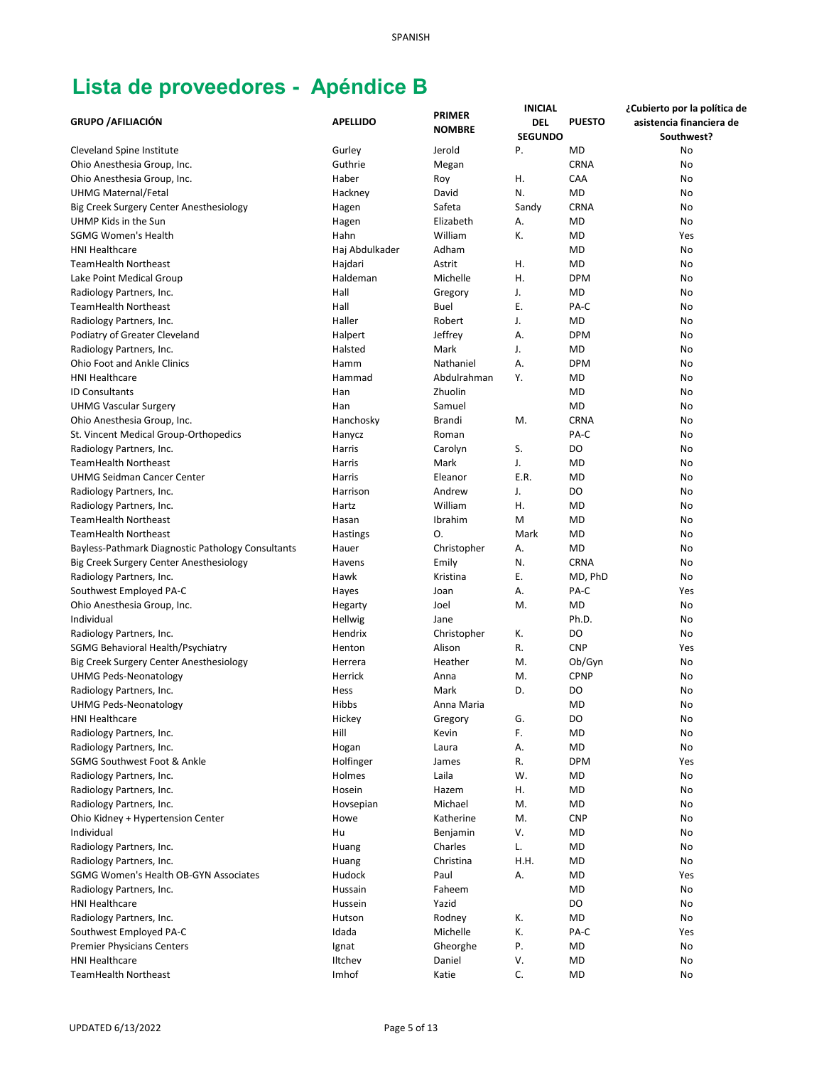# Lista de proveedores - Apéndice B

| GRUPO /AFILIACIÓN | APELLIDO | PRIMER NOMBRE | INICIAL DEL SEGUNDO | PUESTO | ¿Cubierto por la política de asistencia financiera de Southwest? |
|---|---|---|---|---|---|
| Cleveland Spine Institute | Gurley | Jerold | P. | MD | No |
| Ohio Anesthesia Group, Inc. | Guthrie | Megan | | CRNA | No |
| Ohio Anesthesia Group, Inc. | Haber | Roy | H. | CAA | No |
| UHMG Maternal/Fetal | Hackney | David | N. | MD | No |
| Big Creek Surgery Center Anesthesiology | Hagen | Safeta | Sandy | CRNA | No |
| UHMP Kids in the Sun | Hagen | Elizabeth | A. | MD | No |
| SGMG Women's Health | Hahn | William | K. | MD | Yes |
| HNI Healthcare | Haj Abdulkader | Adham | | MD | No |
| TeamHealth Northeast | Hajdari | Astrit | H. | MD | No |
| Lake Point Medical Group | Haldeman | Michelle | H. | DPM | No |
| Radiology Partners, Inc. | Hall | Gregory | J. | MD | No |
| TeamHealth Northeast | Hall | Buel | E. | PA-C | No |
| Radiology Partners, Inc. | Haller | Robert | J. | MD | No |
| Podiatry of Greater Cleveland | Halpert | Jeffrey | A. | DPM | No |
| Radiology Partners, Inc. | Halsted | Mark | J. | MD | No |
| Ohio Foot and Ankle Clinics | Hamm | Nathaniel | A. | DPM | No |
| HNI Healthcare | Hammad | Abdulrahman | Y. | MD | No |
| ID Consultants | Han | Zhuolin | | MD | No |
| UHMG Vascular Surgery | Han | Samuel | | MD | No |
| Ohio Anesthesia Group, Inc. | Hanchosky | Brandi | M. | CRNA | No |
| St. Vincent Medical Group-Orthopedics | Hanycz | Roman | | PA-C | No |
| Radiology Partners, Inc. | Harris | Carolyn | S. | DO | No |
| TeamHealth Northeast | Harris | Mark | J. | MD | No |
| UHMG Seidman Cancer Center | Harris | Eleanor | E.R. | MD | No |
| Radiology Partners, Inc. | Harrison | Andrew | J. | DO | No |
| Radiology Partners, Inc. | Hartz | William | H. | MD | No |
| TeamHealth Northeast | Hasan | Ibrahim | M | MD | No |
| TeamHealth Northeast | Hastings | O. | Mark | MD | No |
| Bayless-Pathmark Diagnostic Pathology Consultants | Hauer | Christopher | A. | MD | No |
| Big Creek Surgery Center Anesthesiology | Havens | Emily | N. | CRNA | No |
| Radiology Partners, Inc. | Hawk | Kristina | E. | MD, PhD | No |
| Southwest Employed PA-C | Hayes | Joan | A. | PA-C | Yes |
| Ohio Anesthesia Group, Inc. | Hegarty | Joel | M. | MD | No |
| Individual | Hellwig | Jane | | Ph.D. | No |
| Radiology Partners, Inc. | Hendrix | Christopher | K. | DO | No |
| SGMG Behavioral Health/Psychiatry | Henton | Alison | R. | CNP | Yes |
| Big Creek Surgery Center Anesthesiology | Herrera | Heather | M. | Ob/Gyn | No |
| UHMG Peds-Neonatology | Herrick | Anna | M. | CPNP | No |
| Radiology Partners, Inc. | Hess | Mark | D. | DO | No |
| UHMG Peds-Neonatology | Hibbs | Anna Maria | | MD | No |
| HNI Healthcare | Hickey | Gregory | G. | DO | No |
| Radiology Partners, Inc. | Hill | Kevin | F. | MD | No |
| Radiology Partners, Inc. | Hogan | Laura | A. | MD | No |
| SGMG Southwest Foot & Ankle | Holfinger | James | R. | DPM | Yes |
| Radiology Partners, Inc. | Holmes | Laila | W. | MD | No |
| Radiology Partners, Inc. | Hosein | Hazem | H. | MD | No |
| Radiology Partners, Inc. | Hovsepian | Michael | M. | MD | No |
| Ohio Kidney + Hypertension Center | Howe | Katherine | M. | CNP | No |
| Individual | Hu | Benjamin | V. | MD | No |
| Radiology Partners, Inc. | Huang | Charles | L. | MD | No |
| Radiology Partners, Inc. | Huang | Christina | H.H. | MD | No |
| SGMG Women's Health OB-GYN Associates | Hudock | Paul | A. | MD | Yes |
| Radiology Partners, Inc. | Hussain | Faheem | | MD | No |
| HNI Healthcare | Hussein | Yazid | | DO | No |
| Radiology Partners, Inc. | Hutson | Rodney | K. | MD | No |
| Southwest Employed PA-C | Idada | Michelle | K. | PA-C | Yes |
| Premier Physicians Centers | Ignat | Gheorghe | P. | MD | No |
| HNI Healthcare | Iltchev | Daniel | V. | MD | No |
| TeamHealth Northeast | Imhof | Katie | C. | MD | No |

UPDATED 6/13/2022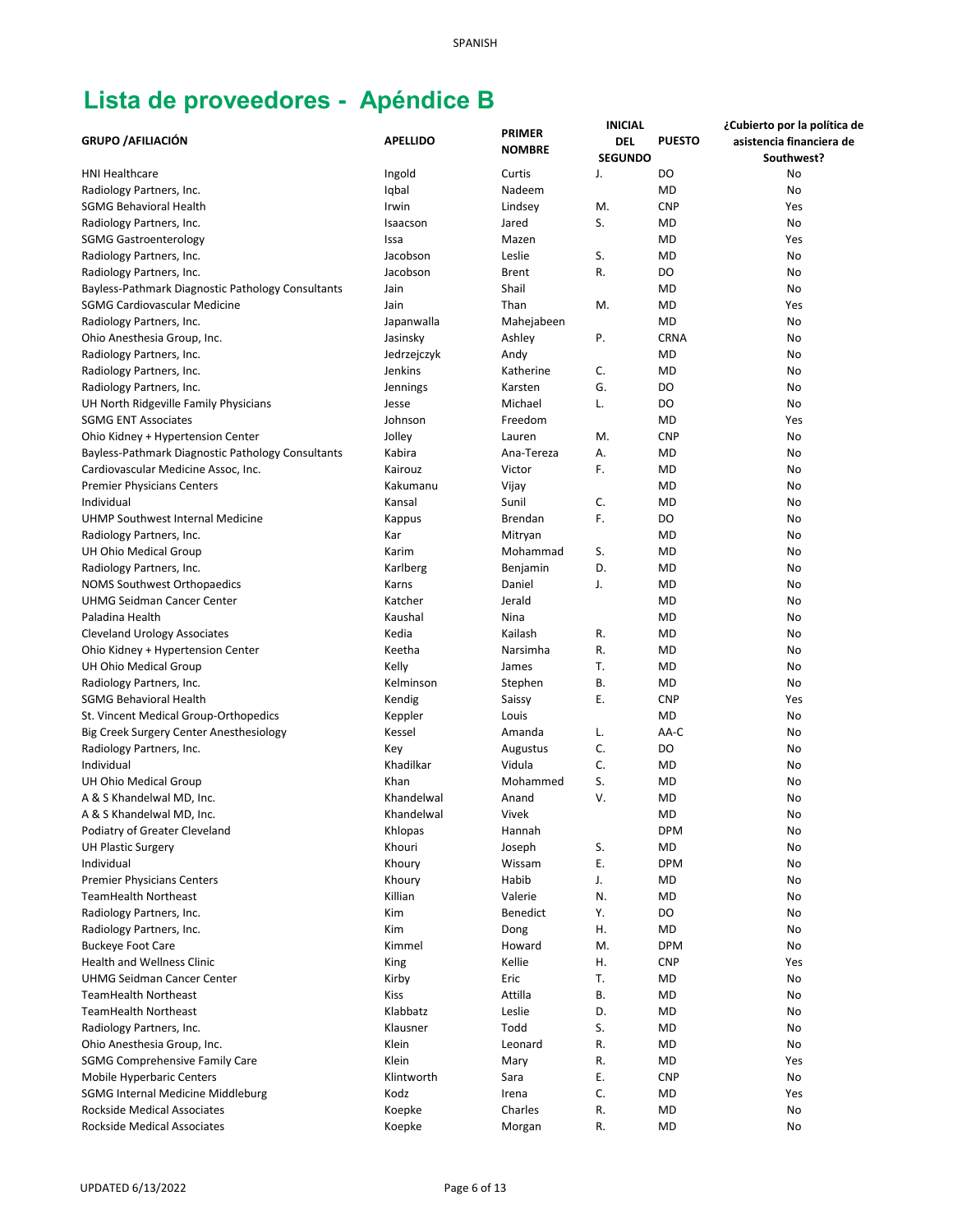# Lista de proveedores - Apéndice B

| GRUPO /AFILIACIÓN | APELLIDO | PRIMER NOMBRE | INICIAL DEL SEGUNDO | PUESTO | ¿Cubierto por la política de asistencia financiera de Southwest? |
|---|---|---|---|---|---|
| HNI Healthcare | Ingold | Curtis | J. | DO | No |
| Radiology Partners, Inc. | Iqbal | Nadeem | | MD | No |
| SGMG Behavioral Health | Irwin | Lindsey | M. | CNP | Yes |
| Radiology Partners, Inc. | Isaacson | Jared | S. | MD | No |
| SGMG Gastroenterology | Issa | Mazen | | MD | Yes |
| Radiology Partners, Inc. | Jacobson | Leslie | S. | MD | No |
| Radiology Partners, Inc. | Jacobson | Brent | R. | DO | No |
| Bayless-Pathmark Diagnostic Pathology Consultants | Jain | Shail | | MD | No |
| SGMG Cardiovascular Medicine | Jain | Than | M. | MD | Yes |
| Radiology Partners, Inc. | Japanwalla | Mahejabeen | | MD | No |
| Ohio Anesthesia Group, Inc. | Jasinsky | Ashley | P. | CRNA | No |
| Radiology Partners, Inc. | Jedrzejczyk | Andy | | MD | No |
| Radiology Partners, Inc. | Jenkins | Katherine | C. | MD | No |
| Radiology Partners, Inc. | Jennings | Karsten | G. | DO | No |
| UH North Ridgeville Family Physicians | Jesse | Michael | L. | DO | No |
| SGMG ENT Associates | Johnson | Freedom | | MD | Yes |
| Ohio Kidney + Hypertension Center | Jolley | Lauren | M. | CNP | No |
| Bayless-Pathmark Diagnostic Pathology Consultants | Kabira | Ana-Tereza | A. | MD | No |
| Cardiovascular Medicine Assoc, Inc. | Kairouz | Victor | F. | MD | No |
| Premier Physicians Centers | Kakumanu | Vijay | | MD | No |
| Individual | Kansal | Sunil | C. | MD | No |
| UHMP Southwest Internal Medicine | Kappus | Brendan | F. | DO | No |
| Radiology Partners, Inc. | Kar | Mitryan | | MD | No |
| UH Ohio Medical Group | Karim | Mohammad | S. | MD | No |
| Radiology Partners, Inc. | Karlberg | Benjamin | D. | MD | No |
| NOMS Southwest Orthopaedics | Karns | Daniel | J. | MD | No |
| UHMG Seidman Cancer Center | Katcher | Jerald | | MD | No |
| Paladina Health | Kaushal | Nina | | MD | No |
| Cleveland Urology Associates | Kedia | Kailash | R. | MD | No |
| Ohio Kidney + Hypertension Center | Keetha | Narsimha | R. | MD | No |
| UH Ohio Medical Group | Kelly | James | T. | MD | No |
| Radiology Partners, Inc. | Kelminson | Stephen | B. | MD | No |
| SGMG Behavioral Health | Kendig | Saissy | E. | CNP | Yes |
| St. Vincent Medical Group-Orthopedics | Keppler | Louis | | MD | No |
| Big Creek Surgery Center Anesthesiology | Kessel | Amanda | L. | AA-C | No |
| Radiology Partners, Inc. | Key | Augustus | C. | DO | No |
| Individual | Khadilkar | Vidula | C. | MD | No |
| UH Ohio Medical Group | Khan | Mohammed | S. | MD | No |
| A & S Khandelwal MD, Inc. | Khandelwal | Anand | V. | MD | No |
| A & S Khandelwal MD, Inc. | Khandelwal | Vivek | | MD | No |
| Podiatry of Greater Cleveland | Khlopas | Hannah | | DPM | No |
| UH Plastic Surgery | Khouri | Joseph | S. | MD | No |
| Individual | Khoury | Wissam | E. | DPM | No |
| Premier Physicians Centers | Khoury | Habib | J. | MD | No |
| TeamHealth Northeast | Killian | Valerie | N. | MD | No |
| Radiology Partners, Inc. | Kim | Benedict | Y. | DO | No |
| Radiology Partners, Inc. | Kim | Dong | H. | MD | No |
| Buckeye Foot Care | Kimmel | Howard | M. | DPM | No |
| Health and Wellness Clinic | King | Kellie | H. | CNP | Yes |
| UHMG Seidman Cancer Center | Kirby | Eric | T. | MD | No |
| TeamHealth Northeast | Kiss | Attilla | B. | MD | No |
| TeamHealth Northeast | Klabbatz | Leslie | D. | MD | No |
| Radiology Partners, Inc. | Klausner | Todd | S. | MD | No |
| Ohio Anesthesia Group, Inc. | Klein | Leonard | R. | MD | No |
| SGMG Comprehensive Family Care | Klein | Mary | R. | MD | Yes |
| Mobile Hyperbaric Centers | Klintworth | Sara | E. | CNP | No |
| SGMG Internal Medicine Middleburg | Kodz | Irena | C. | MD | Yes |
| Rockside Medical Associates | Koepke | Charles | R. | MD | No |
| Rockside Medical Associates | Koepke | Morgan | R. | MD | No |

UPDATED 6/13/2022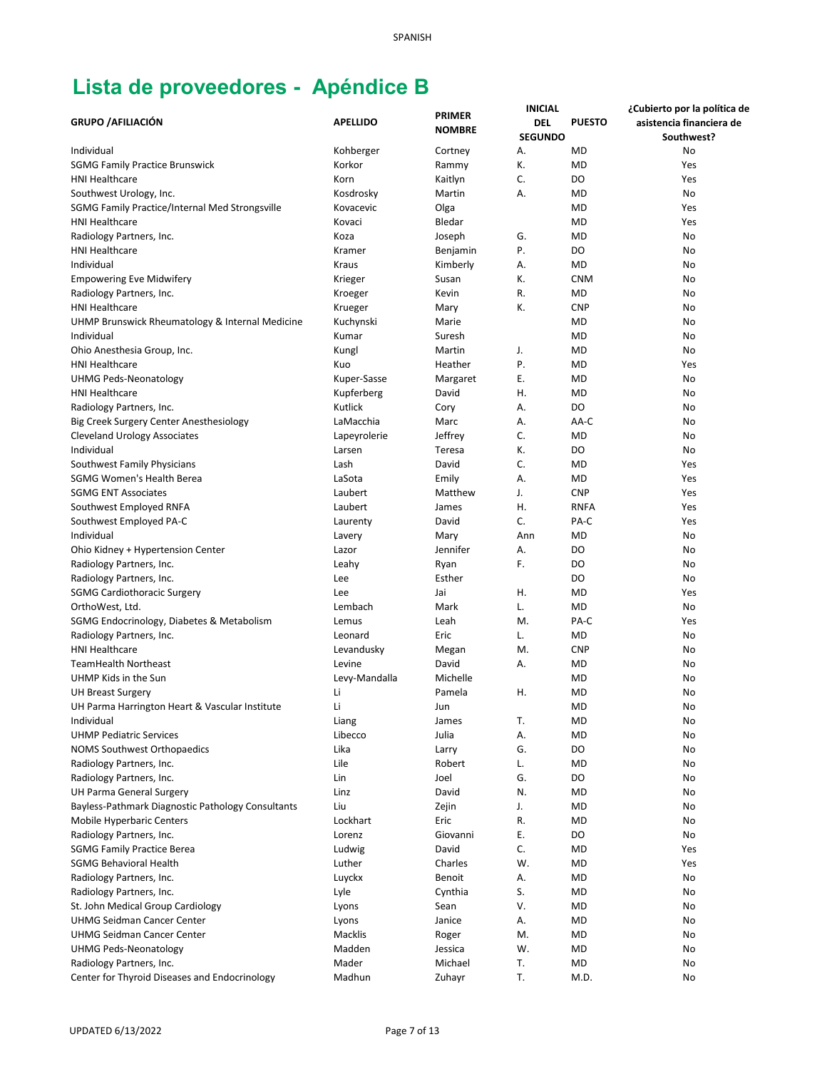# Lista de proveedores - Apéndice B

| GRUPO /AFILIACIÓN | APELLIDO | PRIMER NOMBRE | INICIAL DEL SEGUNDO | PUESTO | ¿Cubierto por la política de asistencia financiera de Southwest? |
|---|---|---|---|---|---|
| Individual | Kohberger | Cortney | A. | MD | No |
| SGMG Family Practice Brunswick | Korkor | Rammy | K. | MD | Yes |
| HNI Healthcare | Korn | Kaitlyn | C. | DO | Yes |
| Southwest Urology, Inc. | Kosdrosky | Martin | A. | MD | No |
| SGMG Family Practice/Internal Med Strongsville | Kovacevic | Olga | | MD | Yes |
| HNI Healthcare | Kovaci | Bledar | | MD | Yes |
| Radiology Partners, Inc. | Koza | Joseph | G. | MD | No |
| HNI Healthcare | Kramer | Benjamin | P. | DO | No |
| Individual | Kraus | Kimberly | A. | MD | No |
| Empowering Eve Midwifery | Krieger | Susan | K. | CNM | No |
| Radiology Partners, Inc. | Kroeger | Kevin | R. | MD | No |
| HNI Healthcare | Krueger | Mary | K. | CNP | No |
| UHMP Brunswick Rheumatology & Internal Medicine | Kuchynski | Marie | | MD | No |
| Individual | Kumar | Suresh | | MD | No |
| Ohio Anesthesia Group, Inc. | Kungl | Martin | J. | MD | No |
| HNI Healthcare | Kuo | Heather | P. | MD | Yes |
| UHMG Peds-Neonatology | Kuper-Sasse | Margaret | E. | MD | No |
| HNI Healthcare | Kupferberg | David | H. | MD | No |
| Radiology Partners, Inc. | Kutlick | Cory | A. | DO | No |
| Big Creek Surgery Center Anesthesiology | LaMacchia | Marc | A. | AA-C | No |
| Cleveland Urology Associates | Lapeyrolerie | Jeffrey | C. | MD | No |
| Individual | Larsen | Teresa | K. | DO | No |
| Southwest Family Physicians | Lash | David | C. | MD | Yes |
| SGMG Women's Health Berea | LaSota | Emily | A. | MD | Yes |
| SGMG ENT Associates | Laubert | Matthew | J. | CNP | Yes |
| Southwest Employed RNFA | Laubert | James | H. | RNFA | Yes |
| Southwest Employed PA-C | Laurenty | David | C. | PA-C | Yes |
| Individual | Lavery | Mary | Ann | MD | No |
| Ohio Kidney + Hypertension Center | Lazor | Jennifer | A. | DO | No |
| Radiology Partners, Inc. | Leahy | Ryan | F. | DO | No |
| Radiology Partners, Inc. | Lee | Esther | | DO | No |
| SGMG Cardiothoracic Surgery | Lee | Jai | H. | MD | Yes |
| OrthoWest, Ltd. | Lembach | Mark | L. | MD | No |
| SGMG Endocrinology, Diabetes & Metabolism | Lemus | Leah | M. | PA-C | Yes |
| Radiology Partners, Inc. | Leonard | Eric | L. | MD | No |
| HNI Healthcare | Levandusky | Megan | M. | CNP | No |
| TeamHealth Northeast | Levine | David | A. | MD | No |
| UHMP Kids in the Sun | Levy-Mandalla | Michelle | | MD | No |
| UH Breast Surgery | Li | Pamela | H. | MD | No |
| UH Parma Harrington Heart & Vascular Institute | Li | Jun | | MD | No |
| Individual | Liang | James | T. | MD | No |
| UHMP Pediatric Services | Libecco | Julia | A. | MD | No |
| NOMS Southwest Orthopaedics | Lika | Larry | G. | DO | No |
| Radiology Partners, Inc. | Lile | Robert | L. | MD | No |
| Radiology Partners, Inc. | Lin | Joel | G. | DO | No |
| UH Parma General Surgery | Linz | David | N. | MD | No |
| Bayless-Pathmark Diagnostic Pathology Consultants | Liu | Zejin | J. | MD | No |
| Mobile Hyperbaric Centers | Lockhart | Eric | R. | MD | No |
| Radiology Partners, Inc. | Lorenz | Giovanni | E. | DO | No |
| SGMG Family Practice Berea | Ludwig | David | C. | MD | Yes |
| SGMG Behavioral Health | Luther | Charles | W. | MD | Yes |
| Radiology Partners, Inc. | Luyckx | Benoit | A. | MD | No |
| Radiology Partners, Inc. | Lyle | Cynthia | S. | MD | No |
| St. John Medical Group Cardiology | Lyons | Sean | V. | MD | No |
| UHMG Seidman Cancer Center | Lyons | Janice | A. | MD | No |
| UHMG Seidman Cancer Center | Macklis | Roger | M. | MD | No |
| UHMG Peds-Neonatology | Madden | Jessica | W. | MD | No |
| Radiology Partners, Inc. | Mader | Michael | T. | MD | No |
| Center for Thyroid Diseases and Endocrinology | Madhun | Zuhayr | T. | M.D. | No |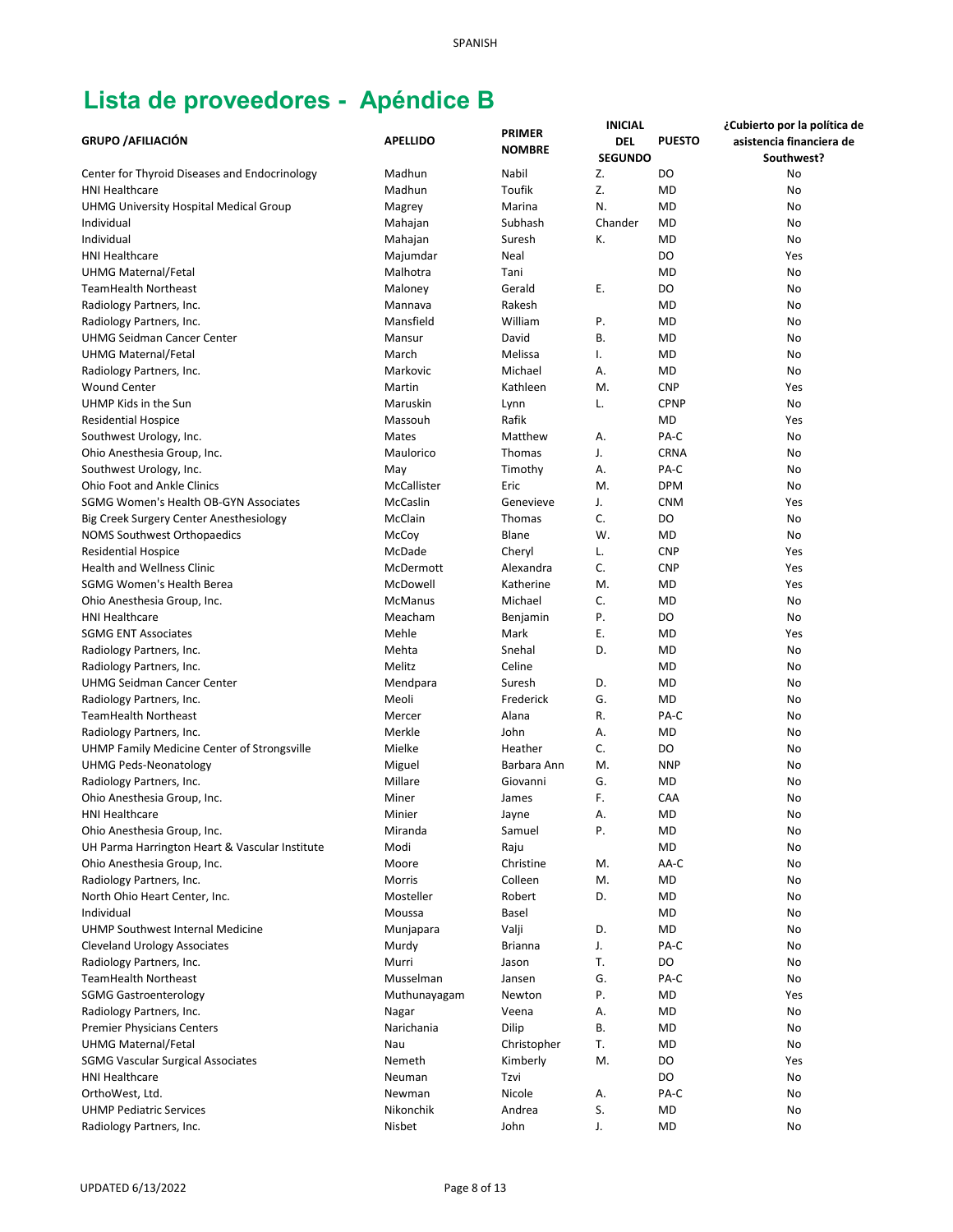# Lista de proveedores - Apéndice B

| GRUPO /AFILIACIÓN | APELLIDO | PRIMER NOMBRE | INICIAL DEL SEGUNDO | PUESTO | ¿Cubierto por la política de asistencia financiera de Southwest? |
|---|---|---|---|---|---|
| Center for Thyroid Diseases and Endocrinology | Madhun | Nabil | Z. | DO | No |
| HNI Healthcare | Madhun | Toufik | Z. | MD | No |
| UHMG University Hospital Medical Group | Magrey | Marina | N. | MD | No |
| Individual | Mahajan | Subhash | Chander | MD | No |
| Individual | Mahajan | Suresh | K. | MD | No |
| HNI Healthcare | Majumdar | Neal | | DO | Yes |
| UHMG Maternal/Fetal | Malhotra | Tani | | MD | No |
| TeamHealth Northeast | Maloney | Gerald | E. | DO | No |
| Radiology Partners, Inc. | Mannava | Rakesh | | MD | No |
| Radiology Partners, Inc. | Mansfield | William | P. | MD | No |
| UHMG Seidman Cancer Center | Mansur | David | B. | MD | No |
| UHMG Maternal/Fetal | March | Melissa | I. | MD | No |
| Radiology Partners, Inc. | Markovic | Michael | A. | MD | No |
| Wound Center | Martin | Kathleen | M. | CNP | Yes |
| UHMP Kids in the Sun | Maruskin | Lynn | L. | CPNP | No |
| Residential Hospice | Massouh | Rafik | | MD | Yes |
| Southwest Urology, Inc. | Mates | Matthew | A. | PA-C | No |
| Ohio Anesthesia Group, Inc. | Maulorico | Thomas | J. | CRNA | No |
| Southwest Urology, Inc. | May | Timothy | A. | PA-C | No |
| Ohio Foot and Ankle Clinics | McCallister | Eric | M. | DPM | No |
| SGMG Women's Health OB-GYN Associates | McCaslin | Genevieve | J. | CNM | Yes |
| Big Creek Surgery Center Anesthesiology | McClain | Thomas | C. | DO | No |
| NOMS Southwest Orthopaedics | McCoy | Blane | W. | MD | No |
| Residential Hospice | McDade | Cheryl | L. | CNP | Yes |
| Health and Wellness Clinic | McDermott | Alexandra | C. | CNP | Yes |
| SGMG Women's Health Berea | McDowell | Katherine | M. | MD | Yes |
| Ohio Anesthesia Group, Inc. | McManus | Michael | C. | MD | No |
| HNI Healthcare | Meacham | Benjamin | P. | DO | No |
| SGMG ENT Associates | Mehle | Mark | E. | MD | Yes |
| Radiology Partners, Inc. | Mehta | Snehal | D. | MD | No |
| Radiology Partners, Inc. | Melitz | Celine | | MD | No |
| UHMG Seidman Cancer Center | Mendpara | Suresh | D. | MD | No |
| Radiology Partners, Inc. | Meoli | Frederick | G. | MD | No |
| TeamHealth Northeast | Mercer | Alana | R. | PA-C | No |
| Radiology Partners, Inc. | Merkle | John | A. | MD | No |
| UHMP Family Medicine Center of Strongsville | Mielke | Heather | C. | DO | No |
| UHMG Peds-Neonatology | Miguel | Barbara Ann | M. | NNP | No |
| Radiology Partners, Inc. | Millare | Giovanni | G. | MD | No |
| Ohio Anesthesia Group, Inc. | Miner | James | F. | CAA | No |
| HNI Healthcare | Minier | Jayne | A. | MD | No |
| Ohio Anesthesia Group, Inc. | Miranda | Samuel | P. | MD | No |
| UH Parma Harrington Heart & Vascular Institute | Modi | Raju | | MD | No |
| Ohio Anesthesia Group, Inc. | Moore | Christine | M. | AA-C | No |
| Radiology Partners, Inc. | Morris | Colleen | M. | MD | No |
| North Ohio Heart Center, Inc. | Mosteller | Robert | D. | MD | No |
| Individual | Moussa | Basel | | MD | No |
| UHMP Southwest Internal Medicine | Munjapara | Valji | D. | MD | No |
| Cleveland Urology Associates | Murdy | Brianna | J. | PA-C | No |
| Radiology Partners, Inc. | Murri | Jason | T. | DO | No |
| TeamHealth Northeast | Musselman | Jansen | G. | PA-C | No |
| SGMG Gastroenterology | Muthunayagam | Newton | P. | MD | Yes |
| Radiology Partners, Inc. | Nagar | Veena | A. | MD | No |
| Premier Physicians Centers | Narichania | Dilip | B. | MD | No |
| UHMG Maternal/Fetal | Nau | Christopher | T. | MD | No |
| SGMG Vascular Surgical Associates | Nemeth | Kimberly | M. | DO | Yes |
| HNI Healthcare | Neuman | Tzvi | | DO | No |
| OrthoWest, Ltd. | Newman | Nicole | A. | PA-C | No |
| UHMP Pediatric Services | Nikonchik | Andrea | S. | MD | No |
| Radiology Partners, Inc. | Nisbet | John | J. | MD | No |

UPDATED 6/13/2022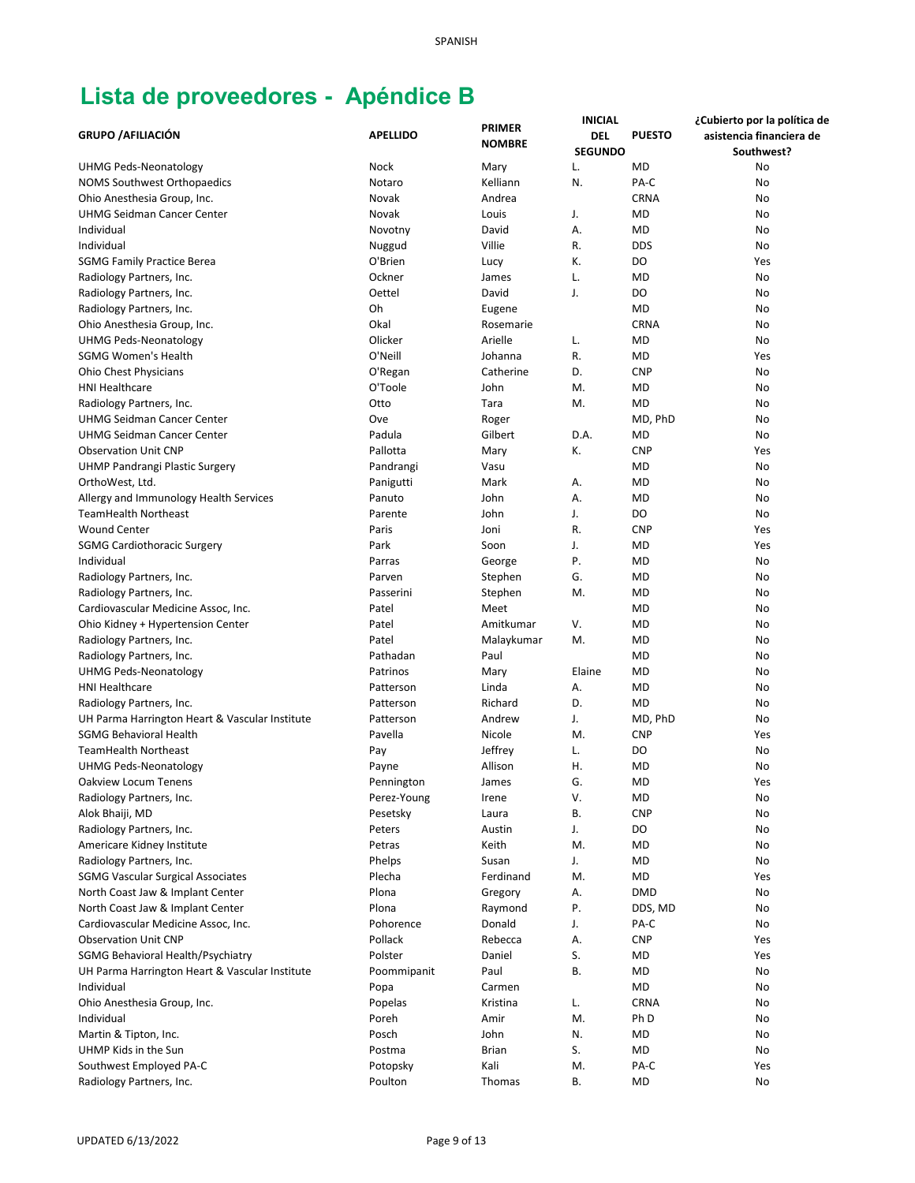# Lista de proveedores - Apéndice B

| GRUPO /AFILIACIÓN | APELLIDO | PRIMER NOMBRE | INICIAL DEL SEGUNDO | PUESTO | ¿Cubierto por la política de asistencia financiera de Southwest? |
|---|---|---|---|---|---|
| UHMG Peds-Neonatology | Nock | Mary | L. | MD | No |
| NOMS Southwest Orthopaedics | Notaro | Kelliann | N. | PA-C | No |
| Ohio Anesthesia Group, Inc. | Novak | Andrea | | CRNA | No |
| UHMG Seidman Cancer Center | Novak | Louis | J. | MD | No |
| Individual | Novotny | David | A. | MD | No |
| Individual | Nuggud | Villie | R. | DDS | No |
| SGMG Family Practice Berea | O'Brien | Lucy | K. | DO | Yes |
| Radiology Partners, Inc. | Ockner | James | L. | MD | No |
| Radiology Partners, Inc. | Oettel | David | J. | DO | No |
| Radiology Partners, Inc. | Oh | Eugene | | MD | No |
| Ohio Anesthesia Group, Inc. | Okal | Rosemarie | | CRNA | No |
| UHMG Peds-Neonatology | Olicker | Arielle | L. | MD | No |
| SGMG Women's Health | O'Neill | Johanna | R. | MD | Yes |
| Ohio Chest Physicians | O'Regan | Catherine | D. | CNP | No |
| HNI Healthcare | O'Toole | John | M. | MD | No |
| Radiology Partners, Inc. | Otto | Tara | M. | MD | No |
| UHMG Seidman Cancer Center | Ove | Roger | | MD, PhD | No |
| UHMG Seidman Cancer Center | Padula | Gilbert | D.A. | MD | No |
| Observation Unit CNP | Pallotta | Mary | K. | CNP | Yes |
| UHMP Pandrangi Plastic Surgery | Pandrangi | Vasu | | MD | No |
| OrthoWest, Ltd. | Panigutti | Mark | A. | MD | No |
| Allergy and Immunology Health Services | Panuto | John | A. | MD | No |
| TeamHealth Northeast | Parente | John | J. | DO | No |
| Wound Center | Paris | Joni | R. | CNP | Yes |
| SGMG Cardiothoracic Surgery | Park | Soon | J. | MD | Yes |
| Individual | Parras | George | P. | MD | No |
| Radiology Partners, Inc. | Parven | Stephen | G. | MD | No |
| Radiology Partners, Inc. | Passerini | Stephen | M. | MD | No |
| Cardiovascular Medicine Assoc, Inc. | Patel | Meet | | MD | No |
| Ohio Kidney + Hypertension Center | Patel | Amitkumar | V. | MD | No |
| Radiology Partners, Inc. | Patel | Malaykumar | M. | MD | No |
| Radiology Partners, Inc. | Pathadan | Paul | | MD | No |
| UHMG Peds-Neonatology | Patrinos | Mary | Elaine | MD | No |
| HNI Healthcare | Patterson | Linda | A. | MD | No |
| Radiology Partners, Inc. | Patterson | Richard | D. | MD | No |
| UH Parma Harrington Heart & Vascular Institute | Patterson | Andrew | J. | MD, PhD | No |
| SGMG Behavioral Health | Pavella | Nicole | M. | CNP | Yes |
| TeamHealth Northeast | Pay | Jeffrey | L. | DO | No |
| UHMG Peds-Neonatology | Payne | Allison | H. | MD | No |
| Oakview Locum Tenens | Pennington | James | G. | MD | Yes |
| Radiology Partners, Inc. | Perez-Young | Irene | V. | MD | No |
| Alok Bhaiji, MD | Pesetsky | Laura | B. | CNP | No |
| Radiology Partners, Inc. | Peters | Austin | J. | DO | No |
| Americare Kidney Institute | Petras | Keith | M. | MD | No |
| Radiology Partners, Inc. | Phelps | Susan | J. | MD | No |
| SGMG Vascular Surgical Associates | Plecha | Ferdinand | M. | MD | Yes |
| North Coast Jaw & Implant Center | Plona | Gregory | A. | DMD | No |
| North Coast Jaw & Implant Center | Plona | Raymond | P. | DDS, MD | No |
| Cardiovascular Medicine Assoc, Inc. | Pohorence | Donald | J. | PA-C | No |
| Observation Unit CNP | Pollack | Rebecca | A. | CNP | Yes |
| SGMG Behavioral Health/Psychiatry | Polster | Daniel | S. | MD | Yes |
| UH Parma Harrington Heart & Vascular Institute | Poommipanit | Paul | B. | MD | No |
| Individual | Popa | Carmen | | MD | No |
| Ohio Anesthesia Group, Inc. | Popelas | Kristina | L. | CRNA | No |
| Individual | Poreh | Amir | M. | Ph D | No |
| Martin & Tipton, Inc. | Posch | John | N. | MD | No |
| UHMP Kids in the Sun | Postma | Brian | S. | MD | No |
| Southwest Employed PA-C | Potopsky | Kali | M. | PA-C | Yes |
| Radiology Partners, Inc. | Poulton | Thomas | B. | MD | No |

UPDATED 6/13/2022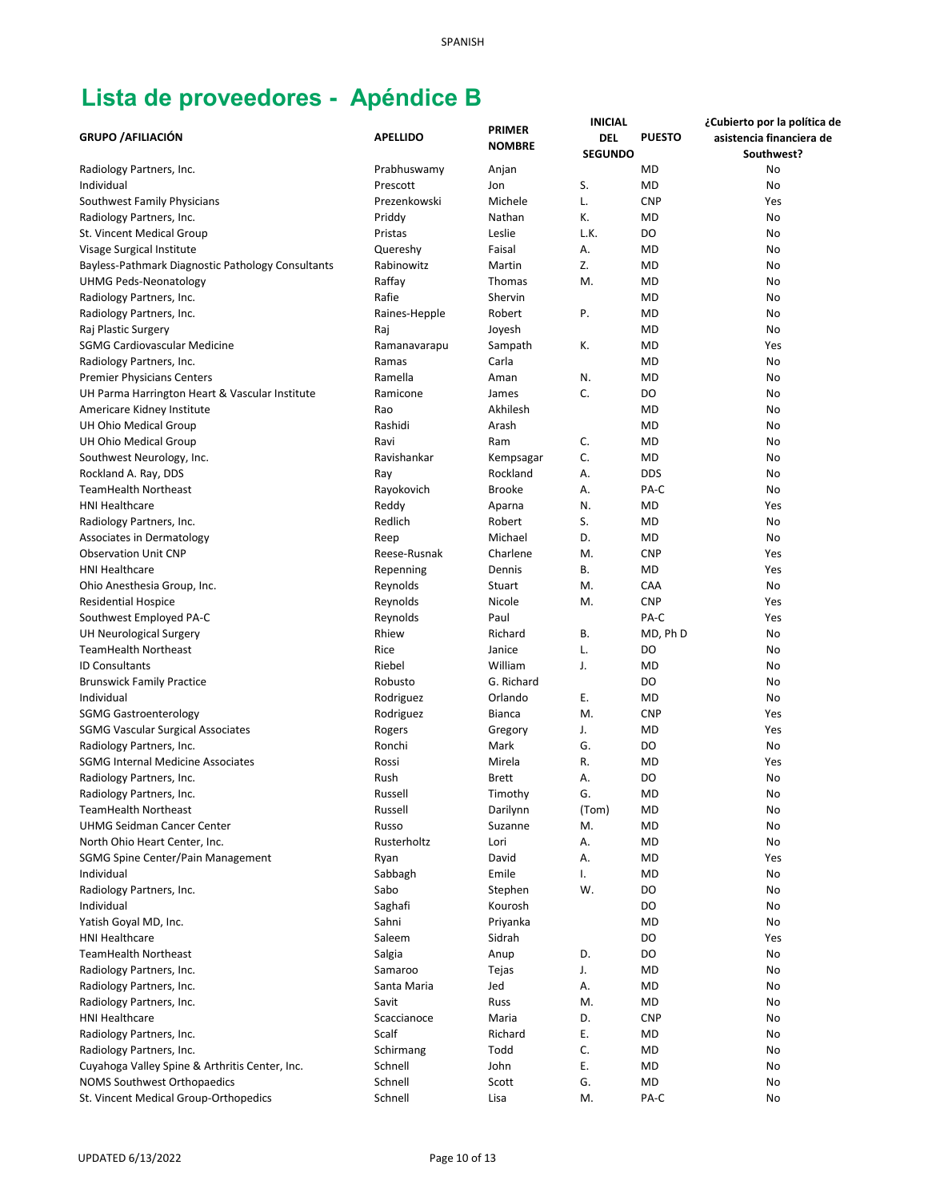# Lista de proveedores - Apéndice B

| GRUPO /AFILIACIÓN | APELLIDO | PRIMER NOMBRE | INICIAL DEL SEGUNDO | PUESTO | ¿Cubierto por la política de asistencia financiera de Southwest? |
|---|---|---|---|---|---|
| Radiology Partners, Inc. | Prabhuswamy | Anjan | | MD | No |
| Individual | Prescott | Jon | S. | MD | No |
| Southwest Family Physicians | Prezenkowski | Michele | L. | CNP | Yes |
| Radiology Partners, Inc. | Priddy | Nathan | K. | MD | No |
| St. Vincent Medical Group | Pristas | Leslie | L.K. | DO | No |
| Visage Surgical Institute | Quereshy | Faisal | A. | MD | No |
| Bayless-Pathmark Diagnostic Pathology Consultants | Rabinowitz | Martin | Z. | MD | No |
| UHMG Peds-Neonatology | Raffay | Thomas | M. | MD | No |
| Radiology Partners, Inc. | Rafie | Shervin | | MD | No |
| Radiology Partners, Inc. | Raines-Hepple | Robert | P. | MD | No |
| Raj Plastic Surgery | Raj | Joyesh | | MD | No |
| SGMG Cardiovascular Medicine | Ramanavarapu | Sampath | K. | MD | Yes |
| Radiology Partners, Inc. | Ramas | Carla | | MD | No |
| Premier Physicians Centers | Ramella | Aman | N. | MD | No |
| UH Parma Harrington Heart & Vascular Institute | Ramicone | James | C. | DO | No |
| Americare Kidney Institute | Rao | Akhilesh | | MD | No |
| UH Ohio Medical Group | Rashidi | Arash | | MD | No |
| UH Ohio Medical Group | Ravi | Ram | C. | MD | No |
| Southwest Neurology, Inc. | Ravishankar | Kempsagar | C. | MD | No |
| Rockland A. Ray, DDS | Ray | Rockland | A. | DDS | No |
| TeamHealth Northeast | Rayokovich | Brooke | A. | PA-C | No |
| HNI Healthcare | Reddy | Aparna | N. | MD | Yes |
| Radiology Partners, Inc. | Redlich | Robert | S. | MD | No |
| Associates in Dermatology | Reep | Michael | D. | MD | No |
| Observation Unit CNP | Reese-Rusnak | Charlene | M. | CNP | Yes |
| HNI Healthcare | Repenning | Dennis | B. | MD | Yes |
| Ohio Anesthesia Group, Inc. | Reynolds | Stuart | M. | CAA | No |
| Residential Hospice | Reynolds | Nicole | M. | CNP | Yes |
| Southwest Employed PA-C | Reynolds | Paul | | PA-C | Yes |
| UH Neurological Surgery | Rhiew | Richard | B. | MD, Ph D | No |
| TeamHealth Northeast | Rice | Janice | L. | DO | No |
| ID Consultants | Riebel | William | J. | MD | No |
| Brunswick Family Practice | Robusto | G. Richard | | DO | No |
| Individual | Rodriguez | Orlando | E. | MD | No |
| SGMG Gastroenterology | Rodriguez | Bianca | M. | CNP | Yes |
| SGMG Vascular Surgical Associates | Rogers | Gregory | J. | MD | Yes |
| Radiology Partners, Inc. | Ronchi | Mark | G. | DO | No |
| SGMG Internal Medicine Associates | Rossi | Mirela | R. | MD | Yes |
| Radiology Partners, Inc. | Rush | Brett | A. | DO | No |
| Radiology Partners, Inc. | Russell | Timothy | G. | MD | No |
| TeamHealth Northeast | Russell | Darilynn | (Tom) | MD | No |
| UHMG Seidman Cancer Center | Russo | Suzanne | M. | MD | No |
| North Ohio Heart Center, Inc. | Rusterholtz | Lori | A. | MD | No |
| SGMG Spine Center/Pain Management | Ryan | David | A. | MD | Yes |
| Individual | Sabbagh | Emile | I. | MD | No |
| Radiology Partners, Inc. | Sabo | Stephen | W. | DO | No |
| Individual | Saghafi | Kourosh | | DO | No |
| Yatish Goyal MD, Inc. | Sahni | Priyanka | | MD | No |
| HNI Healthcare | Saleem | Sidrah | | DO | Yes |
| TeamHealth Northeast | Salgia | Anup | D. | DO | No |
| Radiology Partners, Inc. | Samaroo | Tejas | J. | MD | No |
| Radiology Partners, Inc. | Santa Maria | Jed | A. | MD | No |
| Radiology Partners, Inc. | Savit | Russ | M. | MD | No |
| HNI Healthcare | Scaccianoce | Maria | D. | CNP | No |
| Radiology Partners, Inc. | Scalf | Richard | E. | MD | No |
| Radiology Partners, Inc. | Schirmang | Todd | C. | MD | No |
| Cuyahoga Valley Spine & Arthritis Center, Inc. | Schnell | John | E. | MD | No |
| NOMS Southwest Orthopaedics | Schnell | Scott | G. | MD | No |
| St. Vincent Medical Group-Orthopedics | Schnell | Lisa | M. | PA-C | No |

UPDATED 6/13/2022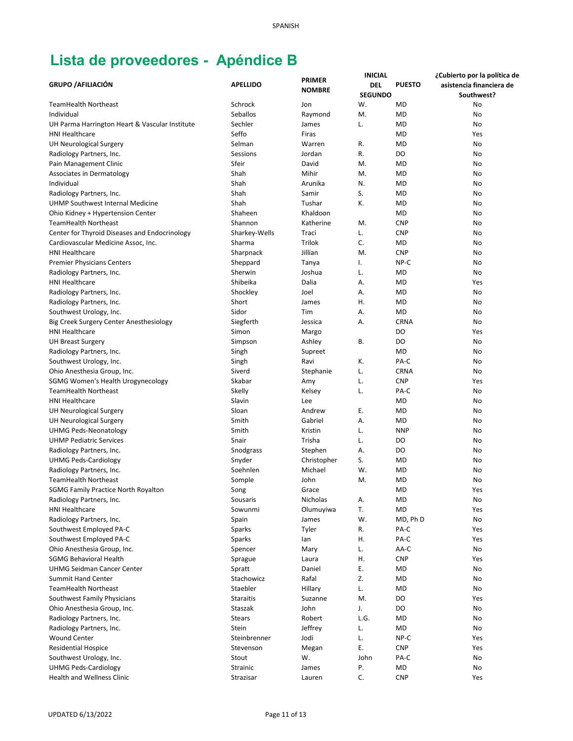## Lista de proveedores - Apéndice B

| GRUPO /AFILIACIÓN | APELLIDO | PRIMER NOMBRE | INICIAL DEL SEGUNDO | PUESTO | ¿Cubierto por la política de asistencia financiera de Southwest? |
|---|---|---|---|---|---|
| TeamHealth Northeast | Schrock | Jon | W. | MD | No |
| Individual | Seballos | Raymond | M. | MD | No |
| UH Parma Harrington Heart & Vascular Institute | Sechler | James | L. | MD | No |
| HNI Healthcare | Seffo | Firas | | MD | Yes |
| UH Neurological Surgery | Selman | Warren | R. | MD | No |
| Radiology Partners, Inc. | Sessions | Jordan | R. | DO | No |
| Pain Management Clinic | Sfeir | David | M. | MD | No |
| Associates in Dermatology | Shah | Mihir | M. | MD | No |
| Individual | Shah | Arunika | N. | MD | No |
| Radiology Partners, Inc. | Shah | Samir | S. | MD | No |
| UHMP Southwest Internal Medicine | Shah | Tushar | K. | MD | No |
| Ohio Kidney + Hypertension Center | Shaheen | Khaldoon | | MD | No |
| TeamHealth Northeast | Shannon | Katherine | M. | CNP | No |
| Center for Thyroid Diseases and Endocrinology | Sharkey-Wells | Traci | L. | CNP | No |
| Cardiovascular Medicine Assoc, Inc. | Sharma | Trilok | C. | MD | No |
| HNI Healthcare | Sharpnack | Jillian | M. | CNP | No |
| Premier Physicians Centers | Sheppard | Tanya | I. | NP-C | No |
| Radiology Partners, Inc. | Sherwin | Joshua | L. | MD | No |
| HNI Healthcare | Shibeika | Dalia | A. | MD | Yes |
| Radiology Partners, Inc. | Shockley | Joel | A. | MD | No |
| Radiology Partners, Inc. | Short | James | H. | MD | No |
| Southwest Urology, Inc. | Sidor | Tim | A. | MD | No |
| Big Creek Surgery Center Anesthesiology | Siegferth | Jessica | A. | CRNA | No |
| HNI Healthcare | Simon | Margo | | DO | Yes |
| UH Breast Surgery | Simpson | Ashley | B. | DO | No |
| Radiology Partners, Inc. | Singh | Supreet | | MD | No |
| Southwest Urology, Inc. | Singh | Ravi | K. | PA-C | No |
| Ohio Anesthesia Group, Inc. | Siverd | Stephanie | L. | CRNA | No |
| SGMG Women's Health Urogynecology | Skabar | Amy | L. | CNP | Yes |
| TeamHealth Northeast | Skelly | Kelsey | L. | PA-C | No |
| HNI Healthcare | Slavin | Lee | | MD | No |
| UH Neurological Surgery | Sloan | Andrew | E. | MD | No |
| UH Neurological Surgery | Smith | Gabriel | A. | MD | No |
| UHMG Peds-Neonatology | Smith | Kristin | L. | NNP | No |
| UHMP Pediatric Services | Snair | Trisha | L. | DO | No |
| Radiology Partners, Inc. | Snodgrass | Stephen | A. | DO | No |
| UHMG Peds-Cardiology | Snyder | Christopher | S. | MD | No |
| Radiology Partners, Inc. | Soehnlen | Michael | W. | MD | No |
| TeamHealth Northeast | Somple | John | M. | MD | No |
| SGMG Family Practice North Royalton | Song | Grace | | MD | Yes |
| Radiology Partners, Inc. | Sousaris | Nicholas | A. | MD | No |
| HNI Healthcare | Sowunmi | Olumuyiwa | T. | MD | Yes |
| Radiology Partners, Inc. | Spain | James | W. | MD, Ph D | No |
| Southwest Employed PA-C | Sparks | Tyler | R. | PA-C | Yes |
| Southwest Employed PA-C | Sparks | Ian | H. | PA-C | Yes |
| Ohio Anesthesia Group, Inc. | Spencer | Mary | L. | AA-C | No |
| SGMG Behavioral Health | Sprague | Laura | H. | CNP | Yes |
| UHMG Seidman Cancer Center | Spratt | Daniel | E. | MD | No |
| Summit Hand Center | Stachowicz | Rafal | Z. | MD | No |
| TeamHealth Northeast | Staebler | Hillary | L. | MD | No |
| Southwest Family Physicians | Staraitis | Suzanne | M. | DO | Yes |
| Ohio Anesthesia Group, Inc. | Staszak | John | J. | DO | No |
| Radiology Partners, Inc. | Stears | Robert | L.G. | MD | No |
| Radiology Partners, Inc. | Stein | Jeffrey | L. | MD | No |
| Wound Center | Steinbrenner | Jodi | L. | NP-C | Yes |
| Residential Hospice | Stevenson | Megan | E. | CNP | Yes |
| Southwest Urology, Inc. | Stout | W. | John | PA-C | No |
| UHMG Peds-Cardiology | Strainic | James | P. | MD | No |
| Health and Wellness Clinic | Strazisar | Lauren | C. | CNP | Yes |

UPDATED 6/13/2022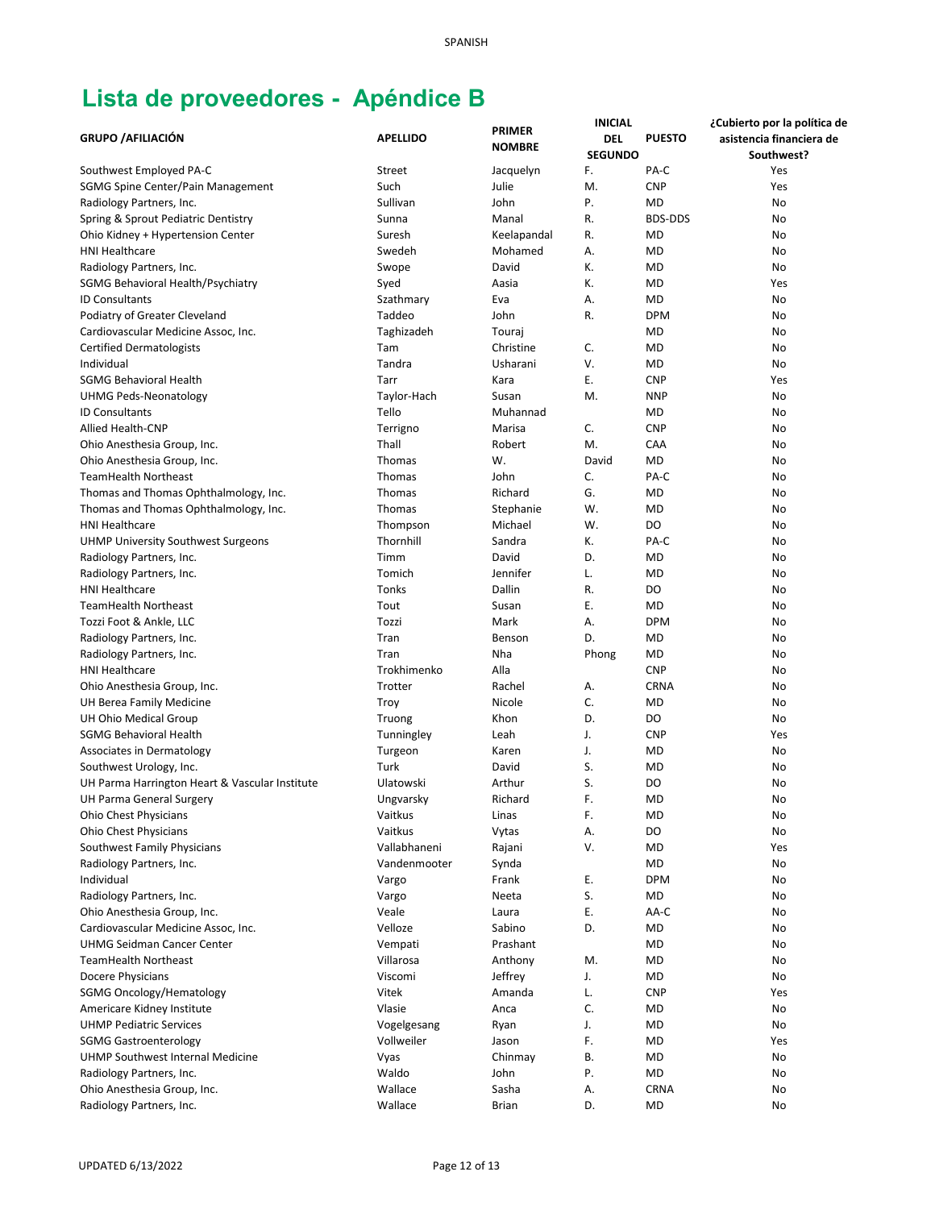# Lista de proveedores - Apéndice B

| GRUPO /AFILIACIÓN | APELLIDO | PRIMER NOMBRE | INICIAL DEL SEGUNDO | PUESTO | ¿Cubierto por la política de asistencia financiera de Southwest? |
|---|---|---|---|---|---|
| Southwest Employed PA-C | Street | Jacquelyn | F. | PA-C | Yes |
| SGMG Spine Center/Pain Management | Such | Julie | M. | CNP | Yes |
| Radiology Partners, Inc. | Sullivan | John | P. | MD | No |
| Spring & Sprout Pediatric Dentistry | Sunna | Manal | R. | BDS-DDS | No |
| Ohio Kidney + Hypertension Center | Suresh | Keelapandal | R. | MD | No |
| HNI Healthcare | Swedeh | Mohamed | A. | MD | No |
| Radiology Partners, Inc. | Swope | David | K. | MD | No |
| SGMG Behavioral Health/Psychiatry | Syed | Aasia | K. | MD | Yes |
| ID Consultants | Szathmary | Eva | A. | MD | No |
| Podiatry of Greater Cleveland | Taddeo | John | R. | DPM | No |
| Cardiovascular Medicine Assoc, Inc. | Taghizadeh | Touraj | | MD | No |
| Certified Dermatologists | Tam | Christine | C. | MD | No |
| Individual | Tandra | Usharani | V. | MD | No |
| SGMG Behavioral Health | Tarr | Kara | E. | CNP | Yes |
| UHMG Peds-Neonatology | Taylor-Hach | Susan | M. | NNP | No |
| ID Consultants | Tello | Muhannad | | MD | No |
| Allied Health-CNP | Terrigno | Marisa | C. | CNP | No |
| Ohio Anesthesia Group, Inc. | Thall | Robert | M. | CAA | No |
| Ohio Anesthesia Group, Inc. | Thomas | W. | David | MD | No |
| TeamHealth Northeast | Thomas | John | C. | PA-C | No |
| Thomas and Thomas Ophthalmology, Inc. | Thomas | Richard | G. | MD | No |
| Thomas and Thomas Ophthalmology, Inc. | Thomas | Stephanie | W. | MD | No |
| HNI Healthcare | Thompson | Michael | W. | DO | No |
| UHMP University Southwest Surgeons | Thornhill | Sandra | K. | PA-C | No |
| Radiology Partners, Inc. | Timm | David | D. | MD | No |
| Radiology Partners, Inc. | Tomich | Jennifer | L. | MD | No |
| HNI Healthcare | Tonks | Dallin | R. | DO | No |
| TeamHealth Northeast | Tout | Susan | E. | MD | No |
| Tozzi Foot & Ankle, LLC | Tozzi | Mark | A. | DPM | No |
| Radiology Partners, Inc. | Tran | Benson | D. | MD | No |
| Radiology Partners, Inc. | Tran | Nha | Phong | MD | No |
| HNI Healthcare | Trokhimenko | Alla | | CNP | No |
| Ohio Anesthesia Group, Inc. | Trotter | Rachel | A. | CRNA | No |
| UH Berea Family Medicine | Troy | Nicole | C. | MD | No |
| UH Ohio Medical Group | Truong | Khon | D. | DO | No |
| SGMG Behavioral Health | Tunningley | Leah | J. | CNP | Yes |
| Associates in Dermatology | Turgeon | Karen | J. | MD | No |
| Southwest Urology, Inc. | Turk | David | S. | MD | No |
| UH Parma Harrington Heart & Vascular Institute | Ulatowski | Arthur | S. | DO | No |
| UH Parma General Surgery | Ungvarsky | Richard | F. | MD | No |
| Ohio Chest Physicians | Vaitkus | Linas | F. | MD | No |
| Ohio Chest Physicians | Vaitkus | Vytas | A. | DO | No |
| Southwest Family Physicians | Vallabhaneni | Rajani | V. | MD | Yes |
| Radiology Partners, Inc. | Vandenmooter | Synda | | MD | No |
| Individual | Vargo | Frank | E. | DPM | No |
| Radiology Partners, Inc. | Vargo | Neeta | S. | MD | No |
| Ohio Anesthesia Group, Inc. | Veale | Laura | E. | AA-C | No |
| Cardiovascular Medicine Assoc, Inc. | Velloze | Sabino | D. | MD | No |
| UHMG Seidman Cancer Center | Vempati | Prashant | | MD | No |
| TeamHealth Northeast | Villarosa | Anthony | M. | MD | No |
| Docere Physicians | Viscomi | Jeffrey | J. | MD | No |
| SGMG Oncology/Hematology | Vitek | Amanda | L. | CNP | Yes |
| Americare Kidney Institute | Vlasie | Anca | C. | MD | No |
| UHMP Pediatric Services | Vogelgesang | Ryan | J. | MD | No |
| SGMG Gastroenterology | Vollweiler | Jason | F. | MD | Yes |
| UHMP Southwest Internal Medicine | Vyas | Chinmay | B. | MD | No |
| Radiology Partners, Inc. | Waldo | John | P. | MD | No |
| Ohio Anesthesia Group, Inc. | Wallace | Sasha | A. | CRNA | No |
| Radiology Partners, Inc. | Wallace | Brian | D. | MD | No |

UPDATED 6/13/2022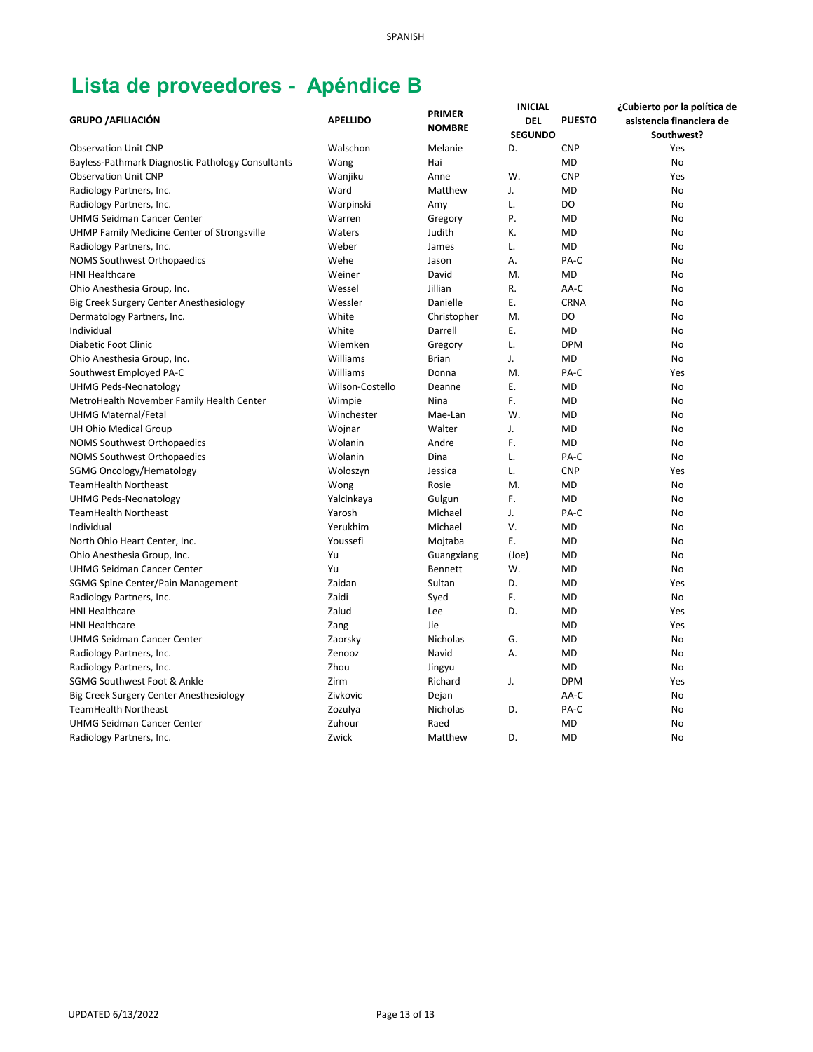# Lista de proveedores - Apéndice B

| GRUPO /AFILIACIÓN | APELLIDO | PRIMER NOMBRE | INICIAL DEL SEGUNDO | PUESTO | ¿Cubierto por la política de asistencia financiera de Southwest? |
|---|---|---|---|---|---|
| Observation Unit CNP | Walschon | Melanie | D. | CNP | Yes |
| Bayless-Pathmark Diagnostic Pathology Consultants | Wang | Hai | | MD | No |
| Observation Unit CNP | Wanjiku | Anne | W. | CNP | Yes |
| Radiology Partners, Inc. | Ward | Matthew | J. | MD | No |
| Radiology Partners, Inc. | Warpinski | Amy | L. | DO | No |
| UHMG Seidman Cancer Center | Warren | Gregory | P. | MD | No |
| UHMP Family Medicine Center of Strongsville | Waters | Judith | K. | MD | No |
| Radiology Partners, Inc. | Weber | James | L. | MD | No |
| NOMS Southwest Orthopaedics | Wehe | Jason | A. | PA-C | No |
| HNI Healthcare | Weiner | David | M. | MD | No |
| Ohio Anesthesia Group, Inc. | Wessel | Jillian | R. | AA-C | No |
| Big Creek Surgery Center Anesthesiology | Wessler | Danielle | E. | CRNA | No |
| Dermatology Partners, Inc. | White | Christopher | M. | DO | No |
| Individual | White | Darrell | E. | MD | No |
| Diabetic Foot Clinic | Wiemken | Gregory | L. | DPM | No |
| Ohio Anesthesia Group, Inc. | Williams | Brian | J. | MD | No |
| Southwest Employed PA-C | Williams | Donna | M. | PA-C | Yes |
| UHMG Peds-Neonatology | Wilson-Costello | Deanne | E. | MD | No |
| MetroHealth November Family Health Center | Wimpie | Nina | F. | MD | No |
| UHMG Maternal/Fetal | Winchester | Mae-Lan | W. | MD | No |
| UH Ohio Medical Group | Wojnar | Walter | J. | MD | No |
| NOMS Southwest Orthopaedics | Wolanin | Andre | F. | MD | No |
| NOMS Southwest Orthopaedics | Wolanin | Dina | L. | PA-C | No |
| SGMG Oncology/Hematology | Woloszyn | Jessica | L. | CNP | Yes |
| TeamHealth Northeast | Wong | Rosie | M. | MD | No |
| UHMG Peds-Neonatology | Yalcinkaya | Gulgun | F. | MD | No |
| TeamHealth Northeast | Yarosh | Michael | J. | PA-C | No |
| Individual | Yerukhim | Michael | V. | MD | No |
| North Ohio Heart Center, Inc. | Youssefi | Mojtaba | E. | MD | No |
| Ohio Anesthesia Group, Inc. | Yu | Guangxiang | (Joe) | MD | No |
| UHMG Seidman Cancer Center | Yu | Bennett | W. | MD | No |
| SGMG Spine Center/Pain Management | Zaidan | Sultan | D. | MD | Yes |
| Radiology Partners, Inc. | Zaidi | Syed | F. | MD | No |
| HNI Healthcare | Zalud | Lee | D. | MD | Yes |
| HNI Healthcare | Zang | Jie | | MD | Yes |
| UHMG Seidman Cancer Center | Zaorsky | Nicholas | G. | MD | No |
| Radiology Partners, Inc. | Zenooz | Navid | A. | MD | No |
| Radiology Partners, Inc. | Zhou | Jingyu | | MD | No |
| SGMG Southwest Foot & Ankle | Zirm | Richard | J. | DPM | Yes |
| Big Creek Surgery Center Anesthesiology | Zivkovic | Dejan | | AA-C | No |
| TeamHealth Northeast | Zozulya | Nicholas | D. | PA-C | No |
| UHMG Seidman Cancer Center | Zuhour | Raed | | MD | No |
| Radiology Partners, Inc. | Zwick | Matthew | D. | MD | No |

UPDATED 6/13/2022